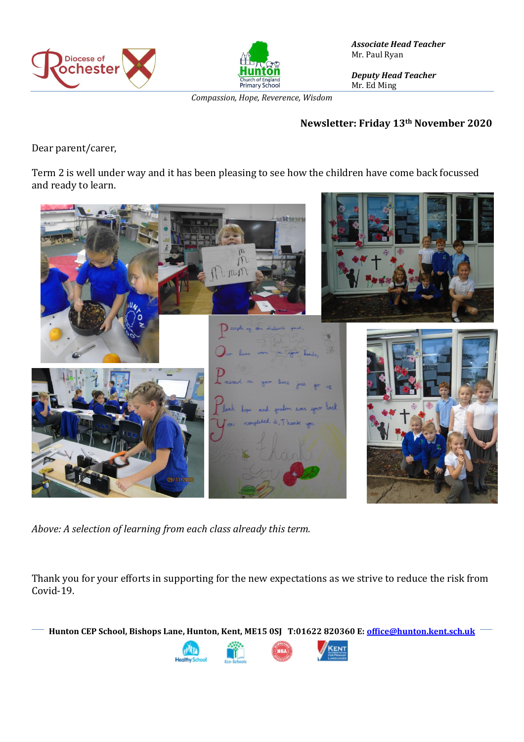*Associate Head Teacher*
Mr. Paul Ryan

*Deputy Head Teacher*
Mr. Ed Ming

*Compassion, Hope, Reverence, Wisdom*

**Newsletter: Friday 13th November 2020**

Dear parent/carer,

Term 2 is well under way and it has been pleasing to see how the children have come back focussed and ready to learn.

*Above: A selection of learning from each class already this term.*

Thank you for your efforts in supporting for the new expectations as we strive to reduce the risk from Covid-19.

**Hunton CEP School, Bishops Lane, Hunton, Kent, ME15 0SJ T:01622 820360 E: office@hunton.kent.sch.uk**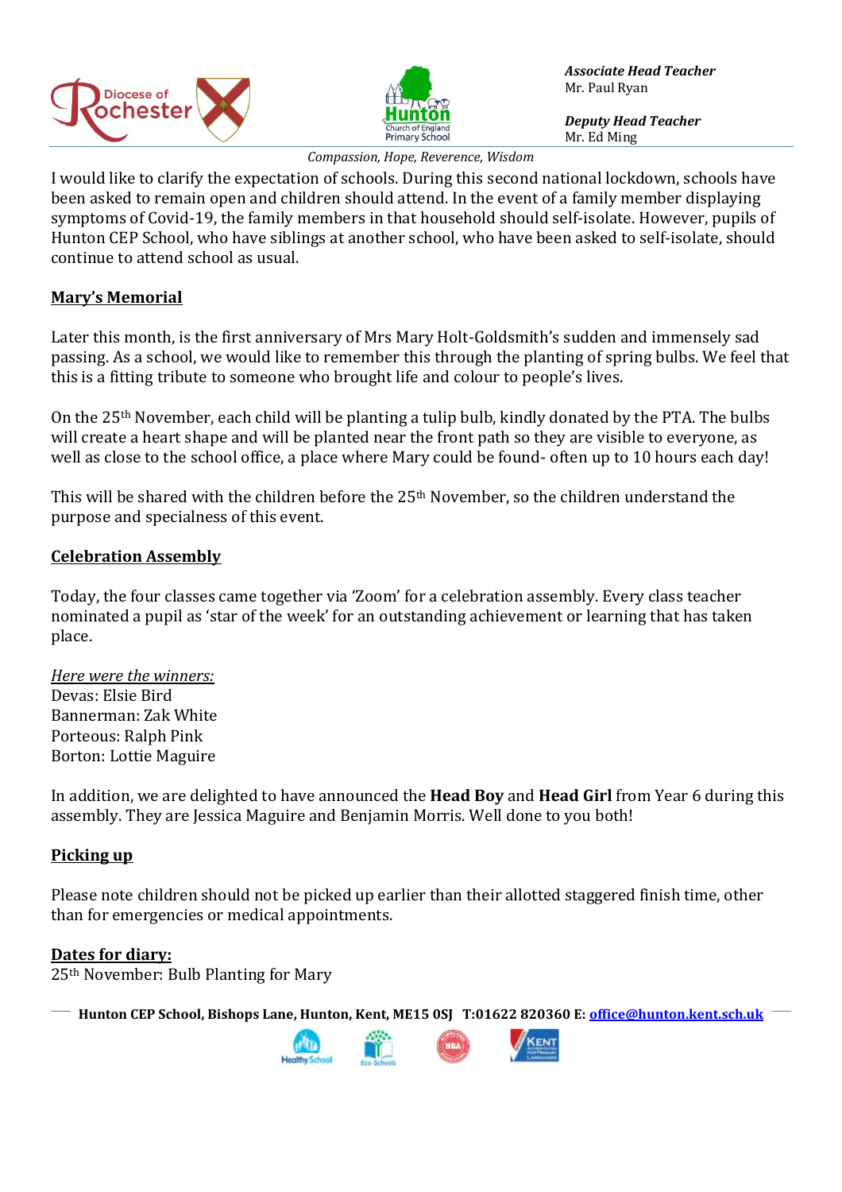I would like to clarify the expectation of schools. During this second national lockdown, schools have been asked to remain open and children should attend. In the event of a family member displaying symptoms of Covid-19, the family members in that household should self-isolate. However, pupils of Hunton CEP School, who have siblings at another school, who have been asked to self-isolate, should continue to attend school as usual.

## Mary's Memorial

Later this month, is the first anniversary of Mrs Mary Holt-Goldsmith's sudden and immensely sad passing. As a school, we would like to remember this through the planting of spring bulbs. We feel that this is a fitting tribute to someone who brought life and colour to people's lives.

On the 25th November, each child will be planting a tulip bulb, kindly donated by the PTA. The bulbs will create a heart shape and will be planted near the front path so they are visible to everyone, as well as close to the school office, a place where Mary could be found- often up to 10 hours each day!

This will be shared with the children before the 25th November, so the children understand the purpose and specialness of this event.

## Celebration Assembly

Today, the four classes came together via 'Zoom' for a celebration assembly. Every class teacher nominated a pupil as 'star of the week' for an outstanding achievement or learning that has taken place.

*Here were the winners:*
Devas: Elsie Bird
Bannerman: Zak White
Porteous: Ralph Pink
Borton: Lottie Maguire

In addition, we are delighted to have announced the **Head Boy** and **Head Girl** from Year 6 during this assembly. They are Jessica Maguire and Benjamin Morris. Well done to you both!

## Picking up

Please note children should not be picked up earlier than their allotted staggered finish time, other than for emergencies or medical appointments.

## Dates for diary:

25th November: Bulb Planting for Mary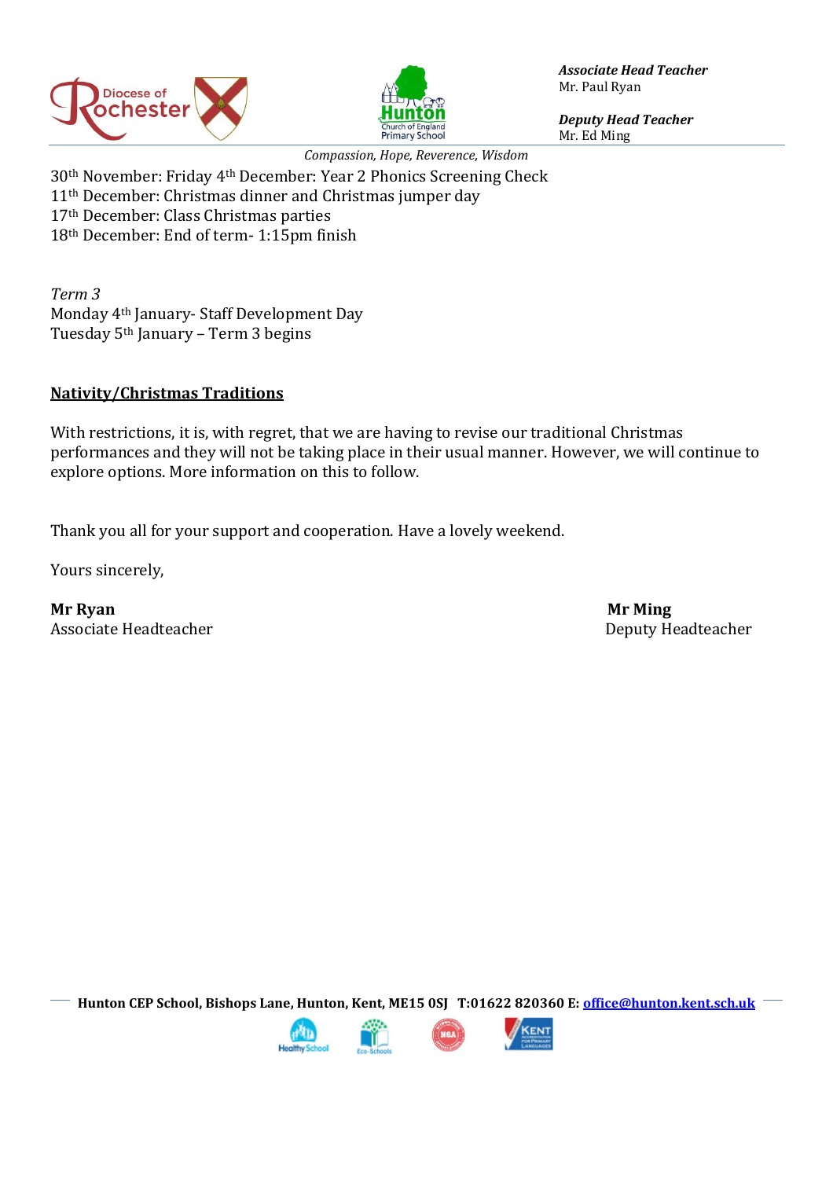30th November: Friday 4th December: Year 2 Phonics Screening Check
11th December: Christmas dinner and Christmas jumper day
17th December: Class Christmas parties
18th December: End of term- 1:15pm finish

*Term 3*
Monday 4th January- Staff Development Day
Tuesday 5th January – Term 3 begins

**Nativity/Christmas Traditions**

With restrictions, it is, with regret, that we are having to revise our traditional Christmas performances and they will not be taking place in their usual manner. However, we will continue to explore options. More information on this to follow.

Thank you all for your support and cooperation. Have a lovely weekend.

Yours sincerely,

**Mr Ryan**
Associate Headteacher

**Mr Ming**
Deputy Headteacher